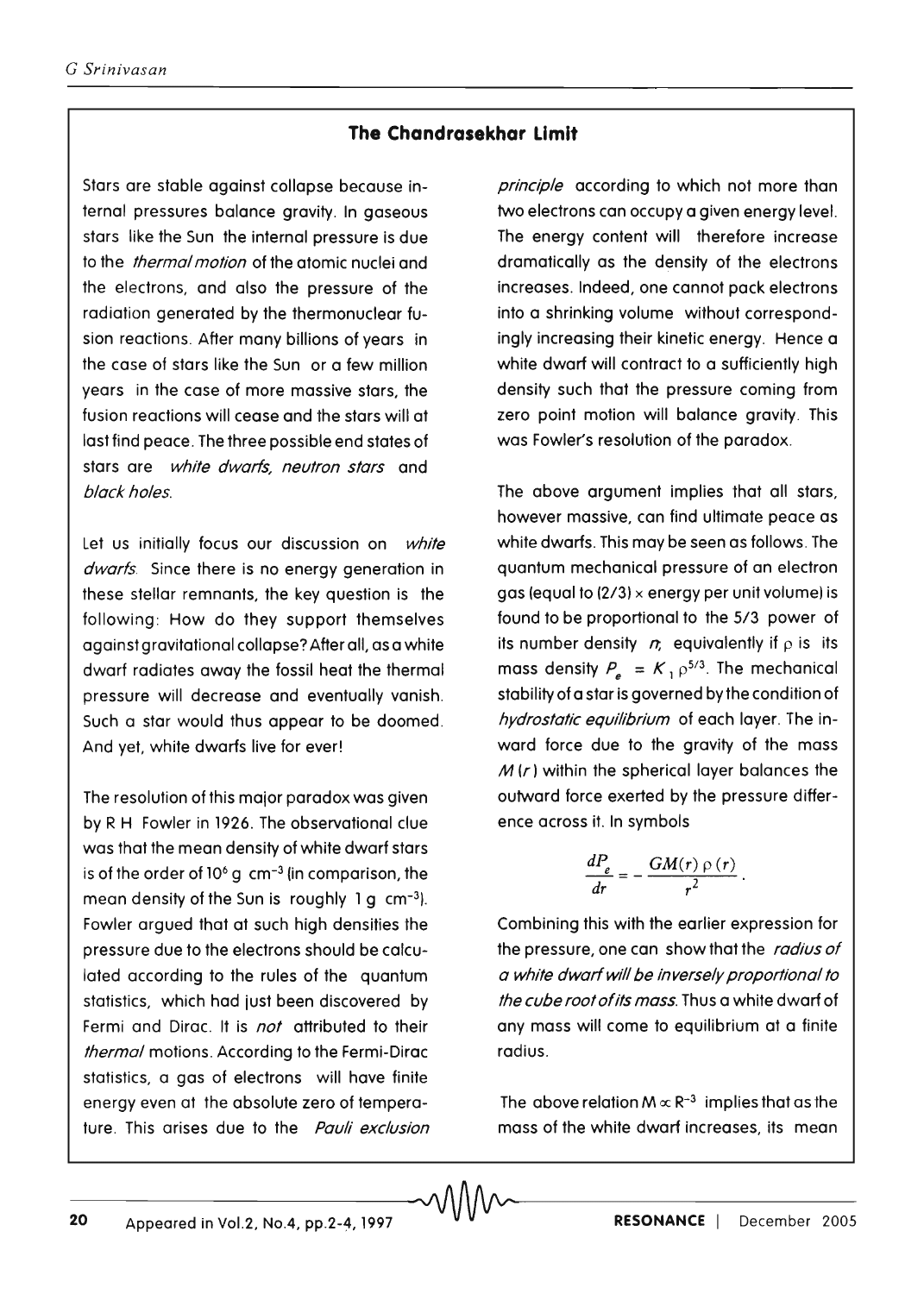## The Chandrasekhar Limit

Stars are stable against collapse because internal pressures balance gravity. In gaseous stars like the Sun the internal pressure is due to the *thermal motion* of the atomic nuclei and the electrons, and also the pressure of the radiation generated by the thermonuclear fusion reactions. After many billions of years in the case of stars like the Sun or a few million years in the case of more massive stars, the fusion reactions will cease and the stars will at last find peace. The three possible end states of stars are *white dwarfs, neutron stars* and *black holes*.

Let us initially focus our discussion on *white dwarfs*. Since there is no energy generation in these stellar remnants, the key question is the following: How do they support themselves against gravitational collapse? After all, as a white dwarf radiates away the fossil heat the thermal pressure will decrease and eventually vanish. Such a star would thus appear to be doomed. And yet, white dwarfs live for ever!

The resolution of this major paradox was given by R H Fowler in 1926. The observational clue was that the mean density of white dwarf stars is of the order of $10^6$ g cm$^{-3}$ (in comparison, the mean density of the Sun is roughly 1 g cm$^{-3}$). Fowler argued that at such high densities the pressure due to the electrons should be calculated according to the rules of the quantum statistics, which had just been discovered by Fermi and Dirac. It is *not* attributed to their *thermal* motions. According to the Fermi-Dirac statistics, a gas of electrons will have finite energy even at the absolute zero of temperature. This arises due to the *Pauli exclusion principle* according to which not more than two electrons can occupy a given energy level. The energy content will therefore increase dramatically as the density of the electrons increases. Indeed, one cannot pack electrons into a shrinking volume without correspondingly increasing their kinetic energy. Hence a white dwarf will contract to a sufficiently high density such that the pressure coming from zero point motion will balance gravity. This was Fowler's resolution of the paradox.

The above argument implies that all stars, however massive, can find ultimate peace as white dwarfs. This may be seen as follows. The quantum mechanical pressure of an electron gas (equal to (2/3) × energy per unit volume) is found to be proportional to the 5/3 power of its number density $n$, equivalently if $\rho$ is its mass density $P_e = K_1 \rho^{5/3}$. The mechanical stability of a star is governed by the condition of *hydrostatic equilibrium* of each layer. The inward force due to the gravity of the mass $M(r)$ within the spherical layer balances the outward force exerted by the pressure difference across it. In symbols

$$\frac{dP_e}{dr} = -\frac{GM(r)\,\rho(r)}{r^2}.$$

Combining this with the earlier expression for the pressure, one can show that the *radius of a white dwarf will be inversely proportional to the cube root of its mass*. Thus a white dwarf of any mass will come to equilibrium at a finite radius.

The above relation $M \propto R^{-3}$ implies that as the mass of the white dwarf increases, its mean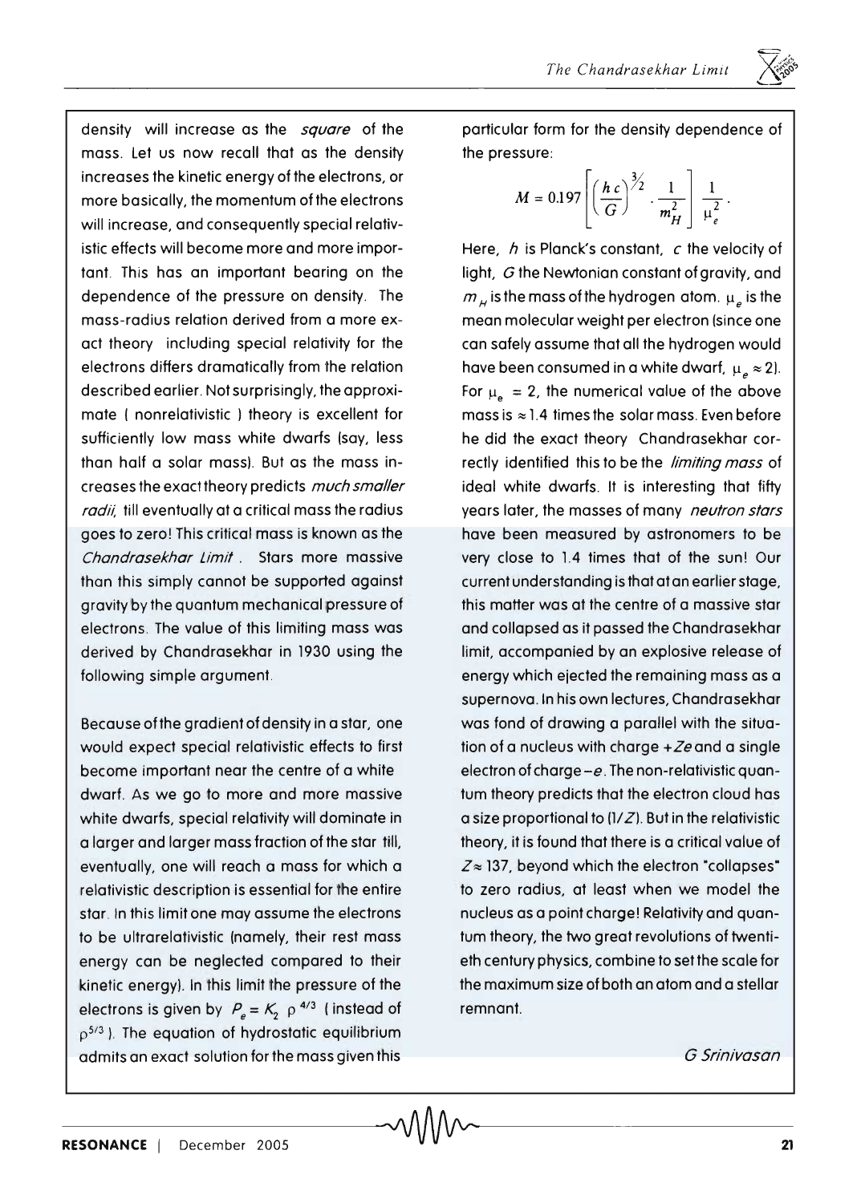density will increase as the *square* of the mass. Let us now recall that as the density increases the kinetic energy of the electrons, or more basically, the momentum of the electrons will increase, and consequently special relativistic effects will become more and more important. This has an important bearing on the dependence of the pressure on density. The mass-radius relation derived from a more exact theory including special relativity for the electrons differs dramatically from the relation described earlier. Not surprisingly, the approximate ( nonrelativistic ) theory is excellent for sufficiently low mass white dwarfs (say, less than half a solar mass). But as the mass increases the exact theory predicts *much smaller radii*, till eventually at a critical mass the radius goes to zero! This critical mass is known as the *Chandrasekhar Limit*. Stars more massive than this simply cannot be supported against gravity by the quantum mechanical pressure of electrons. The value of this limiting mass was derived by Chandrasekhar in 1930 using the following simple argument.

Because of the gradient of density in a star, one would expect special relativistic effects to first become important near the centre of a white dwarf. As we go to more and more massive white dwarfs, special relativity will dominate in a larger and larger mass fraction of the star till, eventually, one will reach a mass for which a relativistic description is essential for the entire star. In this limit one may assume the electrons to be ultrarelativistic (namely, their rest mass energy can be neglected compared to their kinetic energy). In this limit the pressure of the electrons is given by $P_e = K_2\ \rho^{4/3}$ ( instead of $\rho^{5/3}$ ). The equation of hydrostatic equilibrium admits an exact solution for the mass given this particular form for the density dependence of the pressure:

$$M = 0.197\left[\left(\frac{hc}{G}\right)^{3/2}\cdot\frac{1}{m_H^2}\right]\frac{1}{\mu_e^2}.$$

Here, $h$ is Planck's constant, $c$ the velocity of light, $G$ the Newtonian constant of gravity, and $m_H$ is the mass of the hydrogen atom. $\mu_e$ is the mean molecular weight per electron (since one can safely assume that all the hydrogen would have been consumed in a white dwarf, $\mu_e \approx 2$). For $\mu_e = 2$, the numerical value of the above mass is $\approx 1.4$ times the solar mass. Even before he did the exact theory Chandrasekhar correctly identified this to be the *limiting mass* of ideal white dwarfs. It is interesting that fifty years later, the masses of many *neutron stars* have been measured by astronomers to be very close to 1.4 times that of the sun! Our current understanding is that at an earlier stage, this matter was at the centre of a massive star and collapsed as it passed the Chandrasekhar limit, accompanied by an explosive release of energy which ejected the remaining mass as a supernova. In his own lectures, Chandrasekhar was fond of drawing a parallel with the situation of a nucleus with charge $+Ze$ and a single electron of charge $-e$. The non-relativistic quantum theory predicts that the electron cloud has a size proportional to $(1/Z)$. But in the relativistic theory, it is found that there is a critical value of $Z \approx 137$, beyond which the electron "collapses" to zero radius, at least when we model the nucleus as a point charge! Relativity and quantum theory, the two great revolutions of twentieth century physics, combine to set the scale for the maximum size of both an atom and a stellar remnant.

*G Srinivasan*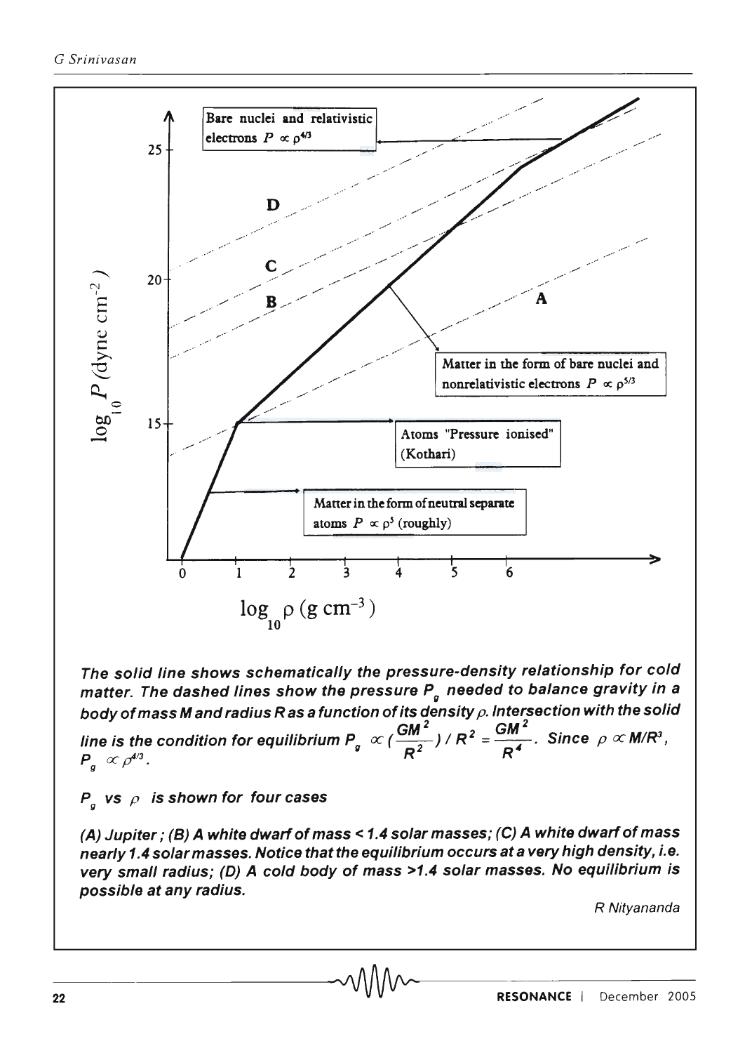Bare nuclei and relativistic electrons $P \propto \rho^{4/3}$

D

C

B

A

Matter in the form of bare nuclei and nonrelativistic electrons $P \propto \rho^{5/3}$

Atoms "Pressure ionised" (Kothari)

Matter in the form of neutral separate atoms $P \propto \rho^5$ (roughly)

$\log_{10} P$ (dyne cm$^{-2}$)

25

20

15

0 1 2 3 4 5 6

$\log_{10} \rho$ (g cm$^{-3}$)

*The solid line shows schematically the pressure-density relationship for cold matter. The dashed lines show the pressure $P_g$ needed to balance gravity in a body of mass M and radius R as a function of its density $\rho$. Intersection with the solid line is the condition for equilibrium $P_g \propto (\frac{GM^2}{R^2}) / R^2 = \frac{GM^2}{R^4}$. Since $\rho \propto M/R^3$, $P_g \propto \rho^{4/3}$.*

*$P_g$ vs $\rho$ is shown for four cases*

***(A) Jupiter ; (B) A white dwarf of mass < 1.4 solar masses; (C) A white dwarf of mass nearly 1.4 solar masses. Notice that the equilibrium occurs at a very high density, i.e. very small radius; (D) A cold body of mass >1.4 solar masses. No equilibrium is possible at any radius.***

*R Nityananda*